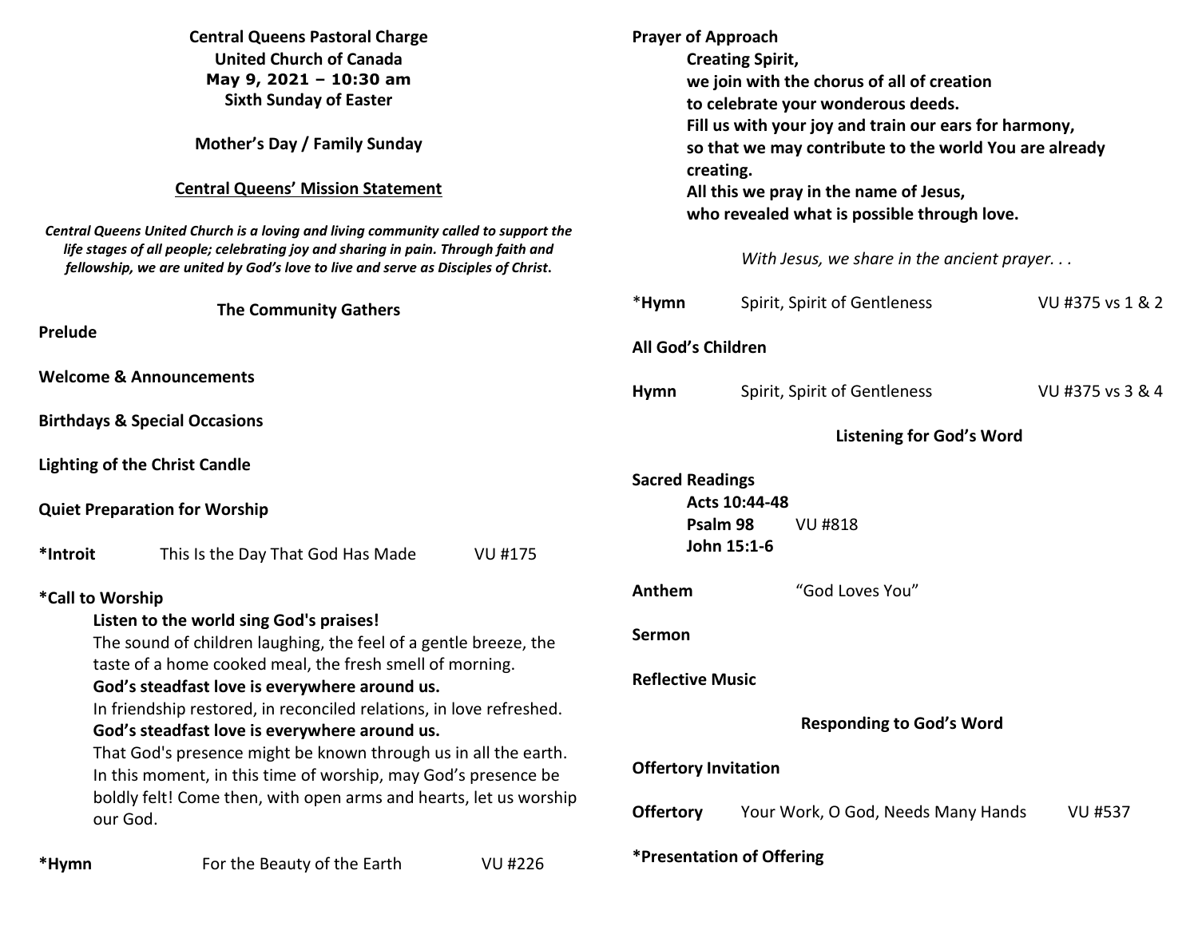**Central Queens Pastoral Charge**
**United Church of Canada**
**May 9, 2021 – 10:30 am**
**Sixth Sunday of Easter**

**Mother's Day / Family Sunday**

**Central Queens' Mission Statement**

***Central Queens United Church is a loving and living community called to support the life stages of all people; celebrating joy and sharing in pain. Through faith and fellowship, we are united by God's love to live and serve as Disciples of Christ.***

## The Community Gathers

**Prelude**

**Welcome & Announcements**

**Birthdays & Special Occasions**

**Lighting of the Christ Candle**

**Quiet Preparation for Worship**

**\*Introit** This Is the Day That God Has Made VU #175

**\*Call to Worship**

**Listen to the world sing God's praises!**
The sound of children laughing, the feel of a gentle breeze, the taste of a home cooked meal, the fresh smell of morning.
**God's steadfast love is everywhere around us.**
In friendship restored, in reconciled relations, in love refreshed.
**God's steadfast love is everywhere around us.**
That God's presence might be known through us in all the earth. In this moment, in this time of worship, may God's presence be boldly felt! Come then, with open arms and hearts, let us worship our God.

**\*Hymn** For the Beauty of the Earth VU #226

**Prayer of Approach**

**Creating Spirit,**
**we join with the chorus of all of creation**
**to celebrate your wonderous deeds.**
**Fill us with your joy and train our ears for harmony,**
**so that we may contribute to the world You are already creating.**
**All this we pray in the name of Jesus,**
**who revealed what is possible through love.**

*With Jesus, we share in the ancient prayer. . .*

\***Hymn** Spirit, Spirit of Gentleness VU #375 vs 1 & 2

**All God's Children**

**Hymn** Spirit, Spirit of Gentleness VU #375 vs 3 & 4

## Listening for God's Word

**Sacred Readings**

**Acts 10:44-48**
**Psalm 98** VU #818
**John 15:1-6**

**Anthem** "God Loves You"

**Sermon**

**Reflective Music**

## Responding to God's Word

**Offertory Invitation**

**Offertory** Your Work, O God, Needs Many Hands VU #537

**\*Presentation of Offering**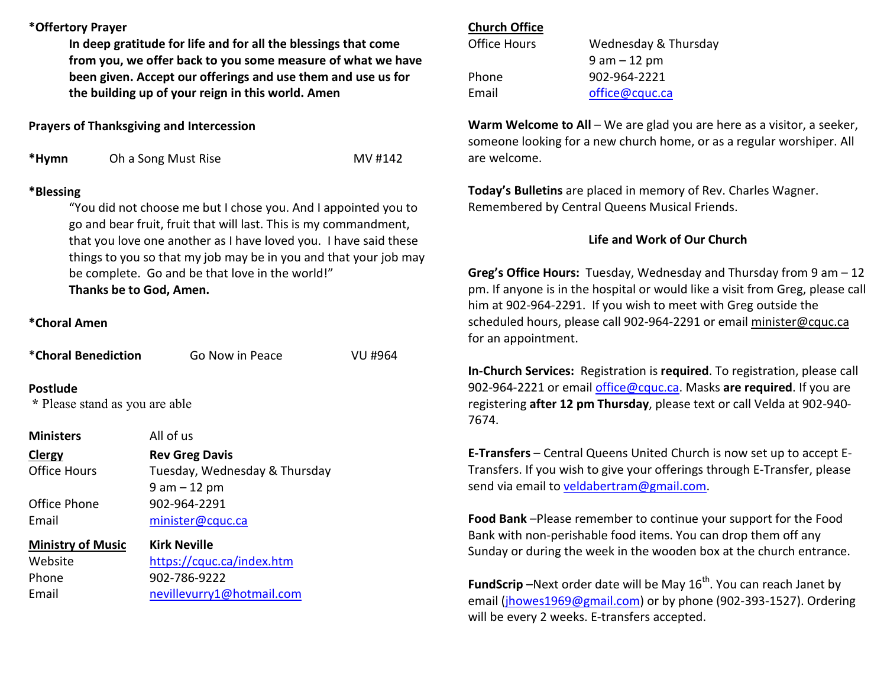**\*Offertory Prayer**

**In deep gratitude for life and for all the blessings that come from you, we offer back to you some measure of what we have been given. Accept our offerings and use them and use us for the building up of your reign in this world. Amen**

**Prayers of Thanksgiving and Intercession**

**\*Hymn** Oh a Song Must Rise MV #142

**\*Blessing**

"You did not choose me but I chose you. And I appointed you to go and bear fruit, fruit that will last. This is my commandment, that you love one another as I have loved you. I have said these things to you so that my job may be in you and that your job may be complete. Go and be that love in the world!"
**Thanks be to God, Amen.**

**\*Choral Amen**

\***Choral Benediction** Go Now in Peace VU #964

**Postlude**

\* Please stand as you are able

| | |
|---|---|
| **Ministers** | All of us |
| **Clergy** | **Rev Greg Davis** |
| Office Hours | Tuesday, Wednesday & Thursday 9 am – 12 pm |
| Office Phone | 902-964-2291 |
| Email | minister@cquc.ca |
| **Ministry of Music** | **Kirk Neville** |
| Website | https://cquc.ca/index.htm |
| Phone | 902-786-9222 |
| Email | nevillevurry1@hotmail.com |

**Church Office**

| | |
|---|---|
| Office Hours | Wednesday & Thursday 9 am – 12 pm |
| Phone | 902-964-2221 |
| Email | office@cquc.ca |

**Warm Welcome to All** – We are glad you are here as a visitor, a seeker, someone looking for a new church home, or as a regular worshiper. All are welcome.

**Today's Bulletins** are placed in memory of Rev. Charles Wagner. Remembered by Central Queens Musical Friends.

**Life and Work of Our Church**

**Greg's Office Hours:** Tuesday, Wednesday and Thursday from 9 am – 12 pm. If anyone is in the hospital or would like a visit from Greg, please call him at 902-964-2291. If you wish to meet with Greg outside the scheduled hours, please call 902-964-2291 or email minister@cquc.ca for an appointment.

**In-Church Services:** Registration is **required**. To registration, please call 902-964-2221 or email office@cquc.ca. Masks **are required**. If you are registering **after 12 pm Thursday**, please text or call Velda at 902-940-7674.

**E-Transfers** – Central Queens United Church is now set up to accept E-Transfers. If you wish to give your offerings through E-Transfer, please send via email to veldabertram@gmail.com.

**Food Bank** –Please remember to continue your support for the Food Bank with non-perishable food items. You can drop them off any Sunday or during the week in the wooden box at the church entrance.

**FundScrip** –Next order date will be May 16th. You can reach Janet by email (jhowes1969@gmail.com) or by phone (902-393-1527). Ordering will be every 2 weeks. E-transfers accepted.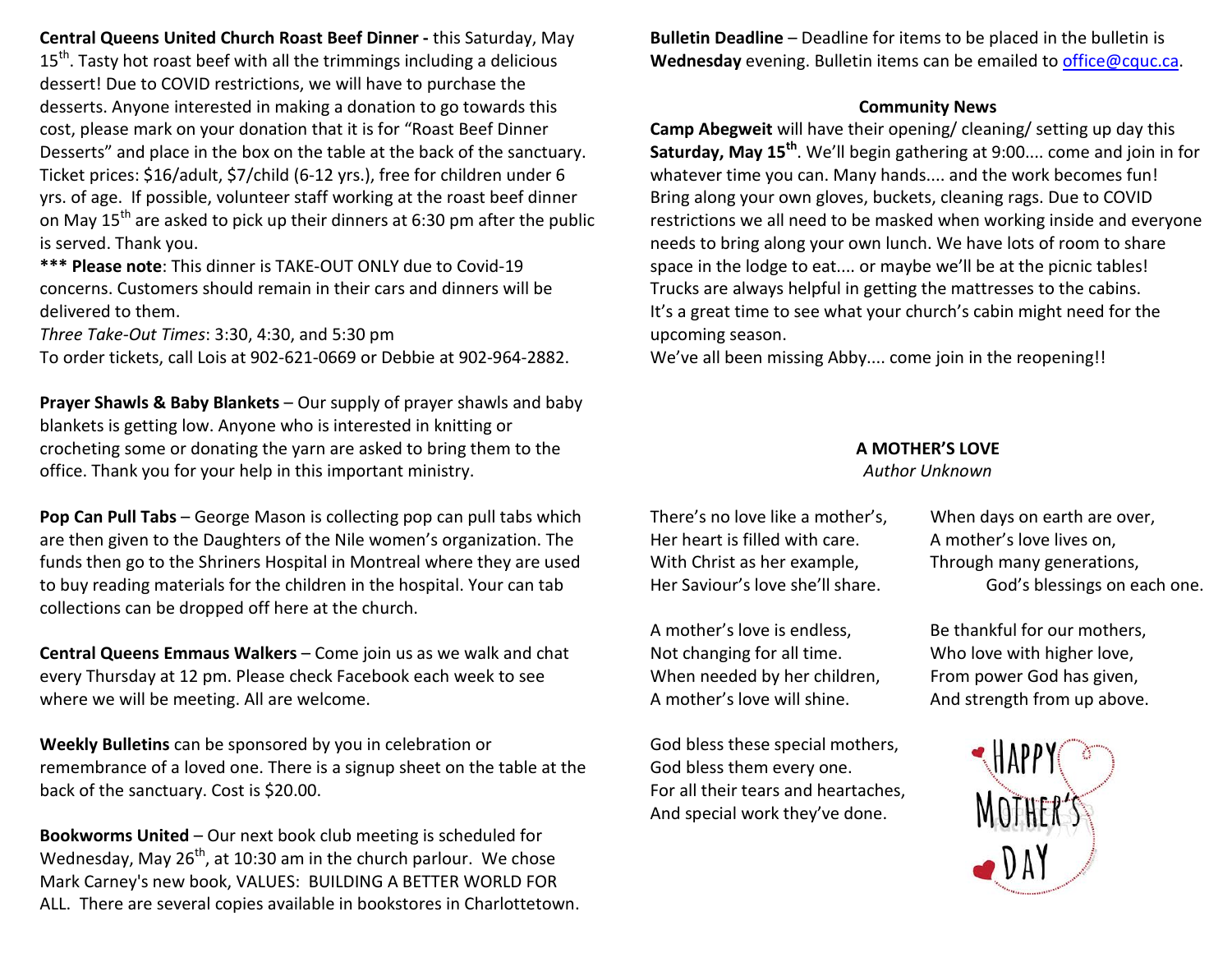**Central Queens United Church Roast Beef Dinner -** this Saturday, May 15th. Tasty hot roast beef with all the trimmings including a delicious dessert! Due to COVID restrictions, we will have to purchase the desserts. Anyone interested in making a donation to go towards this cost, please mark on your donation that it is for "Roast Beef Dinner Desserts" and place in the box on the table at the back of the sanctuary. Ticket prices: $16/adult, $7/child (6-12 yrs.), free for children under 6 yrs. of age. If possible, volunteer staff working at the roast beef dinner on May 15th are asked to pick up their dinners at 6:30 pm after the public is served. Thank you.

**\*\*\* Please note**: This dinner is TAKE-OUT ONLY due to Covid-19 concerns. Customers should remain in their cars and dinners will be delivered to them.

*Three Take-Out Times*: 3:30, 4:30, and 5:30 pm

To order tickets, call Lois at 902-621-0669 or Debbie at 902-964-2882.

**Prayer Shawls & Baby Blankets** – Our supply of prayer shawls and baby blankets is getting low. Anyone who is interested in knitting or crocheting some or donating the yarn are asked to bring them to the office. Thank you for your help in this important ministry.

**Pop Can Pull Tabs** – George Mason is collecting pop can pull tabs which are then given to the Daughters of the Nile women's organization. The funds then go to the Shriners Hospital in Montreal where they are used to buy reading materials for the children in the hospital. Your can tab collections can be dropped off here at the church.

**Central Queens Emmaus Walkers** – Come join us as we walk and chat every Thursday at 12 pm. Please check Facebook each week to see where we will be meeting. All are welcome.

**Weekly Bulletins** can be sponsored by you in celebration or remembrance of a loved one. There is a signup sheet on the table at the back of the sanctuary. Cost is $20.00.

**Bookworms United** – Our next book club meeting is scheduled for Wednesday, May 26th, at 10:30 am in the church parlour. We chose Mark Carney's new book, VALUES: BUILDING A BETTER WORLD FOR ALL. There are several copies available in bookstores in Charlottetown.

**Bulletin Deadline** – Deadline for items to be placed in the bulletin is **Wednesday** evening. Bulletin items can be emailed to office@cquc.ca.

## Community News

**Camp Abegweit** will have their opening/ cleaning/ setting up day this **Saturday, May 15th**. We'll begin gathering at 9:00.... come and join in for whatever time you can. Many hands.... and the work becomes fun! Bring along your own gloves, buckets, cleaning rags. Due to COVID restrictions we all need to be masked when working inside and everyone needs to bring along your own lunch. We have lots of room to share space in the lodge to eat.... or maybe we'll be at the picnic tables! Trucks are always helpful in getting the mattresses to the cabins. It's a great time to see what your church's cabin might need for the upcoming season.

We've all been missing Abby.... come join in the reopening!!

## A MOTHER'S LOVE

*Author Unknown*

There's no love like a mother's,
Her heart is filled with care.
With Christ as her example,
Her Saviour's love she'll share.

A mother's love is endless,
Not changing for all time.
When needed by her children,
A mother's love will shine.

God bless these special mothers,
God bless them every one.
For all their tears and heartaches,
And special work they've done.

When days on earth are over,
A mother's love lives on,
Through many generations,
God's blessings on each one.

Be thankful for our mothers,
Who love with higher love,
From power God has given,
And strength from up above.

HAPPY MOTHER'S DAY